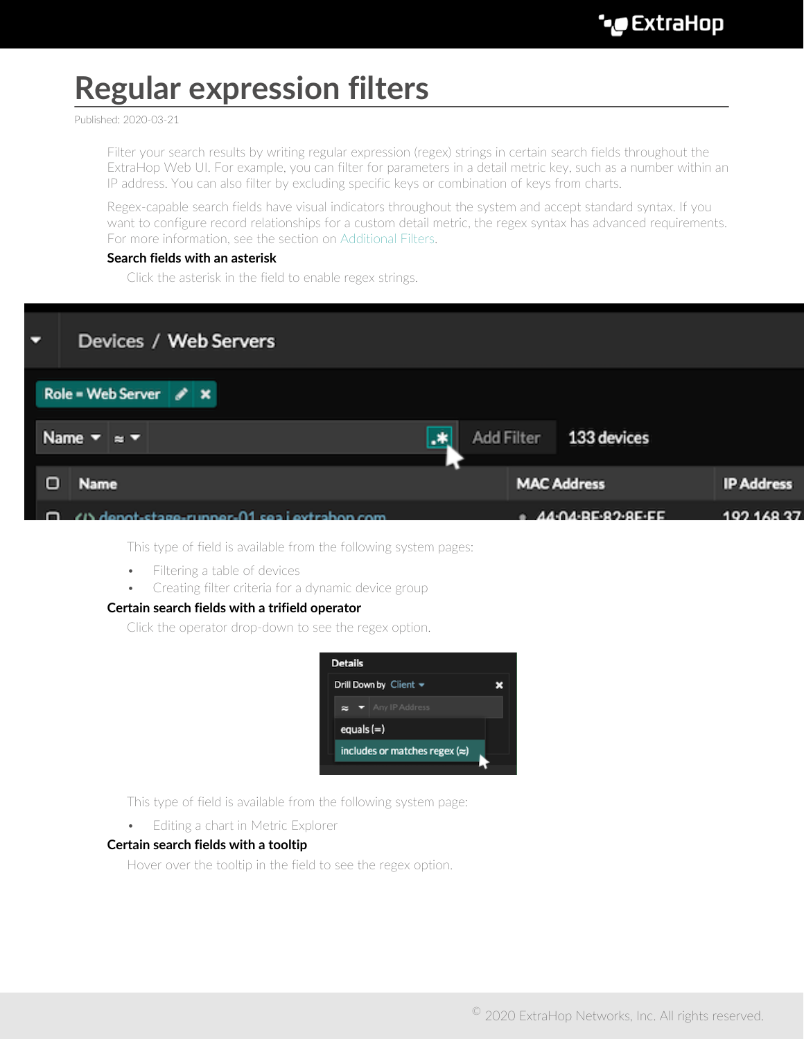# Regular expression filters

Published: 2020-03-21

Filter your search results by writing regular expression (regex) strings in certain search fields throughout the ExtraHop Web UI. For example, you can filter for parameters in a detail metric key, such as a number within an IP address. You can also filter by excluding specific keys or combination of keys from charts.

Regex-capable search fields have visual indicators throughout the system and accept standard syntax. If you want to configure record relationships for a custom detail metric, the regex syntax has advanced requirements. For more information, see the section on Additional Filters.

**Search fields with an asterisk**

Click the asterisk in the field to enable regex strings.

This type of field is available from the following system pages:

- Filtering a table of devices
- Creating filter criteria for a dynamic device group

**Certain search fields with a trifield operator**

Click the operator drop-down to see the regex option.

This type of field is available from the following system page:

- Editing a chart in Metric Explorer

**Certain search fields with a tooltip**

Hover over the tooltip in the field to see the regex option.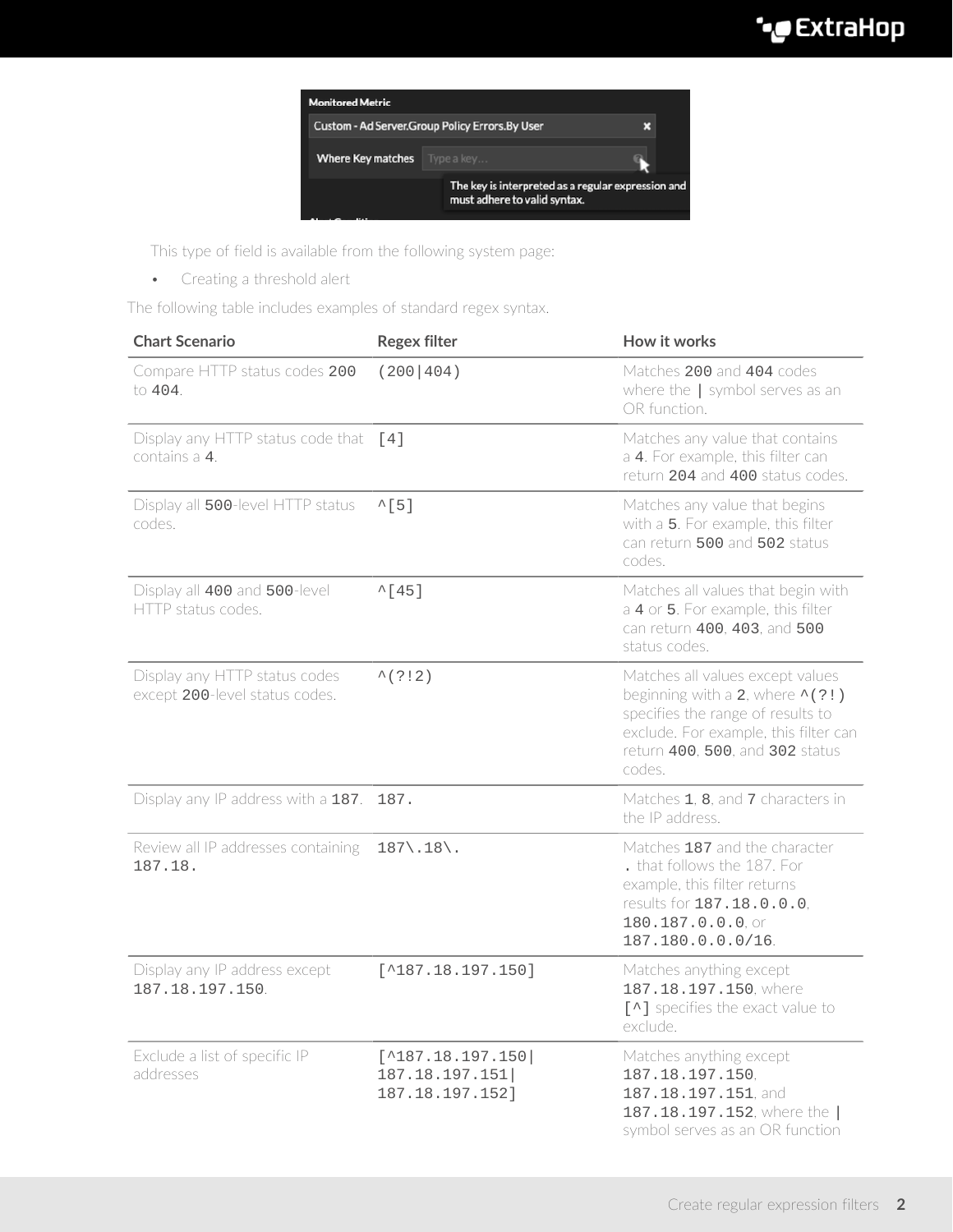This type of field is available from the following system page:

- Creating a threshold alert

The following table includes examples of standard regex syntax.

| Chart Scenario | Regex filter | How it works |
| --- | --- | --- |
| Compare HTTP status codes **200** to **404**. | (200\|404) | Matches **200** and **404** codes where the **\|** symbol serves as an OR function. |
| Display any HTTP status code that contains a **4**. | [4] | Matches any value that contains a **4**. For example, this filter can return **204** and **400** status codes. |
| Display all **500**-level HTTP status codes. | ^[5] | Matches any value that begins with a **5**. For example, this filter can return **500** and **502** status codes. |
| Display all **400** and **500**-level HTTP status codes. | ^[45] | Matches all values that begin with a **4** or **5**. For example, this filter can return **400**, **403**, and **500** status codes. |
| Display any HTTP status codes except **200**-level status codes. | ^(?!2) | Matches all values except values beginning with a **2**, where **^(?!)** specifies the range of results to exclude. For example, this filter can return **400**, **500**, and **302** status codes. |
| Display any IP address with a **187**. | 187. | Matches **1**, **8**, and **7** characters in the IP address. |
| Review all IP addresses containing 187.18. | 187\.18\. | Matches **187** and the character . that follows the 187. For example, this filter returns results for **187.18.0.0.0**, **180.187.0.0.0**, or **187.180.0.0.0/16**. |
| Display any IP address except 187.18.197.150. | [^187.18.197.150] | Matches anything except **187.18.197.150**, where **[^]** specifies the exact value to exclude. |
| Exclude a list of specific IP addresses | [^187.18.197.150\| 187.18.197.151\| 187.18.197.152] | Matches anything except **187.18.197.150**, **187.18.197.151**, and **187.18.197.152**, where the **\|** symbol serves as an OR function |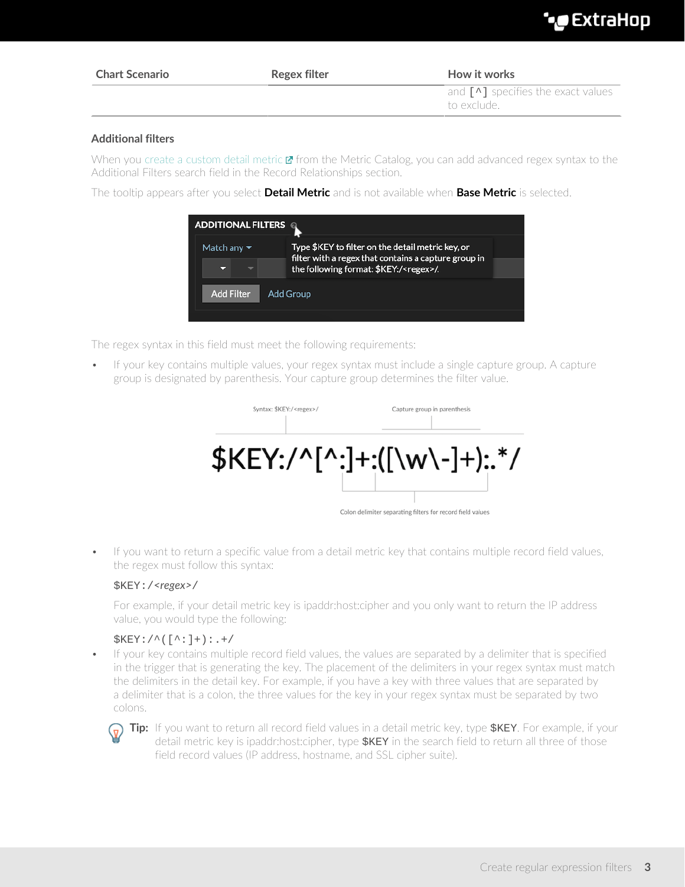| Chart Scenario | Regex filter | How it works |
| --- | --- | --- |
| | | and `[^]` specifies the exact values to exclude. |

### Additional filters

When you create a custom detail metric from the Metric Catalog, you can add advanced regex syntax to the Additional Filters search field in the Record Relationships section.

The tooltip appears after you select **Detail Metric** and is not available when **Base Metric** is selected.

ADDITIONAL FILTERS

Match any

Type $KEY to filter on the detail metric key, or filter with a regex that contains a capture group in the following format: $KEY:/<regex>/.

Add Filter

Add Group

The regex syntax in this field must meet the following requirements:

- If your key contains multiple values, your regex syntax must include a single capture group. A capture group is designated by parenthesis. Your capture group determines the filter value.

Syntax: $KEY:/<regex>/

Capture group in parenthesis

$KEY:/^[^:]+:([\w\-]+):.*/

Colon delimiter separating filters for record field values

- If you want to return a specific value from a detail metric key that contains multiple record field values, the regex must follow this syntax:

  `$KEY:/<regex>/`

  For example, if your detail metric key is ipaddr:host:cipher and you only want to return the IP address value, you would type the following:

  `$KEY:/^([^:]+):.+/`
- If your key contains multiple record field values, the values are separated by a delimiter that is specified in the trigger that is generating the key. The placement of the delimiters in your regex syntax must match the delimiters in the detail key. For example, if you have a key with three values that are separated by a delimiter that is a colon, the three values for the key in your regex syntax must be separated by two colons.

  **Tip:** If you want to return all record field values in a detail metric key, type $KEY. For example, if your detail metric key is ipaddr:host:cipher, type $KEY in the search field to return all three of those field record values (IP address, hostname, and SSL cipher suite).